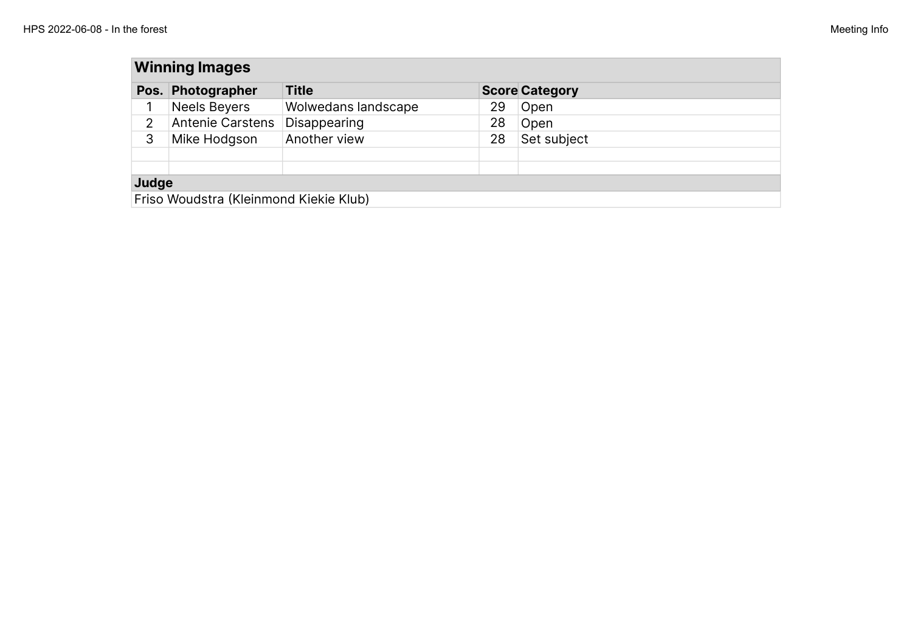## Winning Images

| Pos. | Photographer | Title | Score | Category |
|---|---|---|---|---|
| 1 | Neels Beyers | Wolwedans landscape | 29 | Open |
| 2 | Antenie Carstens | Disappearing | 28 | Open |
| 3 | Mike Hodgson | Another view | 28 | Set subject |
| | | | | |
| | | | | |

## Judge

Friso Woudstra (Kleinmond Kiekie Klub)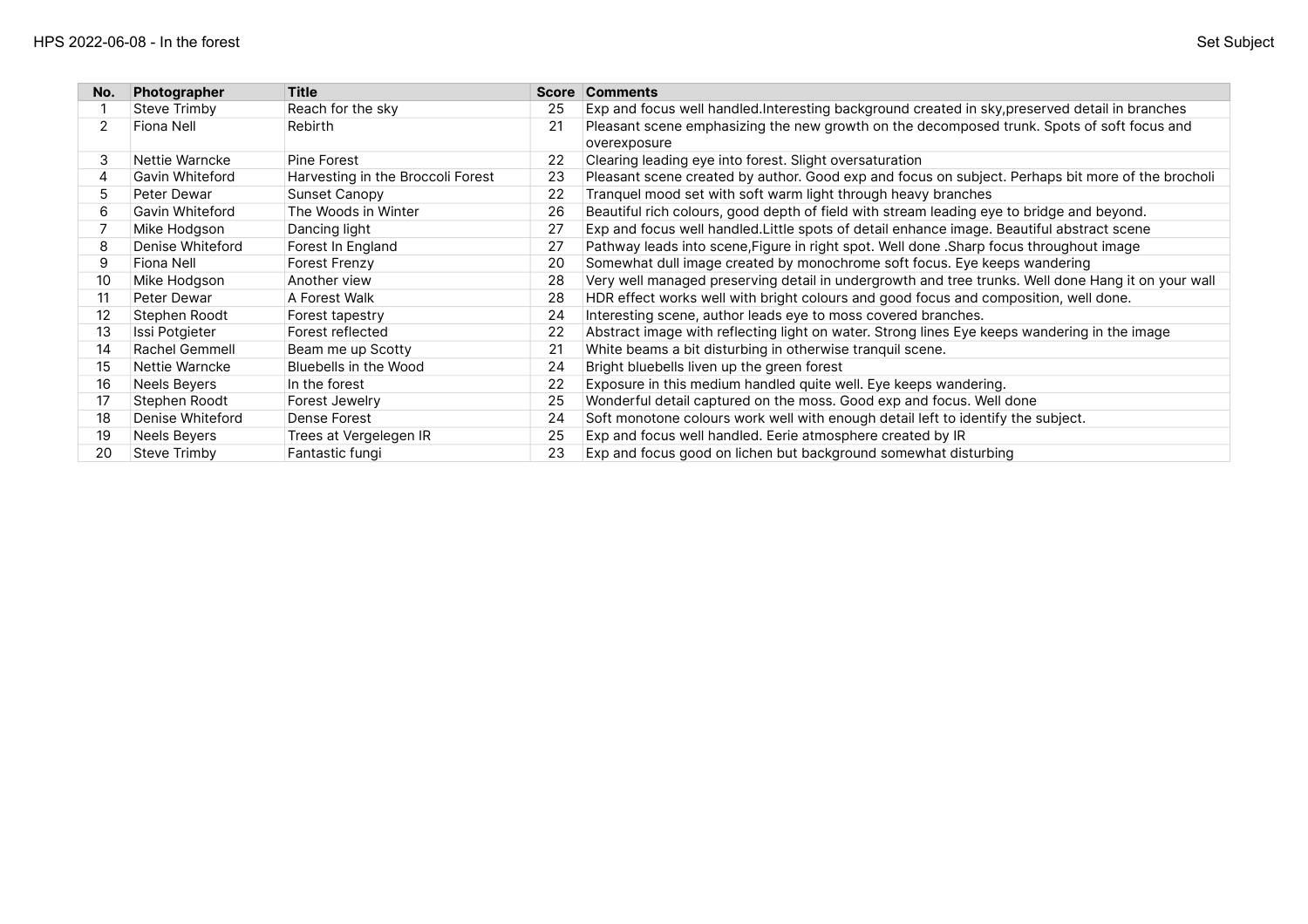HPS 2022-06-08 - In the forest

Set Subject

| No. | Photographer | Title | Score | Comments |
|---|---|---|---|---|
| 1 | Steve Trimby | Reach for the sky | 25 | Exp and focus well handled.Interesting background created in sky,preserved detail in branches |
| 2 | Fiona Nell | Rebirth | 21 | Pleasant scene emphasizing the new growth on the decomposed trunk. Spots of soft focus and overexposure |
| 3 | Nettie Warncke | Pine Forest | 22 | Clearing leading eye into forest. Slight oversaturation |
| 4 | Gavin Whiteford | Harvesting in the Broccoli Forest | 23 | Pleasant scene created by author. Good exp and focus on subject. Perhaps bit more of the brocholi |
| 5 | Peter Dewar | Sunset Canopy | 22 | Tranquel mood set with soft warm light through heavy branches |
| 6 | Gavin Whiteford | The Woods in Winter | 26 | Beautiful rich colours, good depth of field with stream leading eye to bridge and beyond. |
| 7 | Mike Hodgson | Dancing light | 27 | Exp and focus well handled.Little spots of detail enhance image. Beautiful abstract scene |
| 8 | Denise Whiteford | Forest In England | 27 | Pathway leads into scene,Figure in right spot. Well done .Sharp focus throughout image |
| 9 | Fiona Nell | Forest Frenzy | 20 | Somewhat dull image created by monochrome soft focus. Eye keeps wandering |
| 10 | Mike Hodgson | Another view | 28 | Very well managed preserving detail in undergrowth and tree trunks. Well done Hang it on your wall |
| 11 | Peter Dewar | A Forest Walk | 28 | HDR effect works well with bright colours and good focus and composition, well done. |
| 12 | Stephen Roodt | Forest tapestry | 24 | Interesting scene, author leads eye to moss covered branches. |
| 13 | Issi Potgieter | Forest reflected | 22 | Abstract image with reflecting light on water. Strong lines Eye keeps wandering in the image |
| 14 | Rachel Gemmell | Beam me up Scotty | 21 | White beams a bit disturbing in otherwise tranquil scene. |
| 15 | Nettie Warncke | Bluebells in the Wood | 24 | Bright bluebells liven up the green forest |
| 16 | Neels Beyers | In the forest | 22 | Exposure in this medium handled quite well. Eye keeps wandering. |
| 17 | Stephen Roodt | Forest Jewelry | 25 | Wonderful detail captured on the moss. Good exp and focus. Well done |
| 18 | Denise Whiteford | Dense Forest | 24 | Soft monotone colours work well with enough detail left to identify the subject. |
| 19 | Neels Beyers | Trees at Vergelegen IR | 25 | Exp and focus well handled. Eerie atmosphere created by IR |
| 20 | Steve Trimby | Fantastic fungi | 23 | Exp and focus good on lichen but background somewhat disturbing |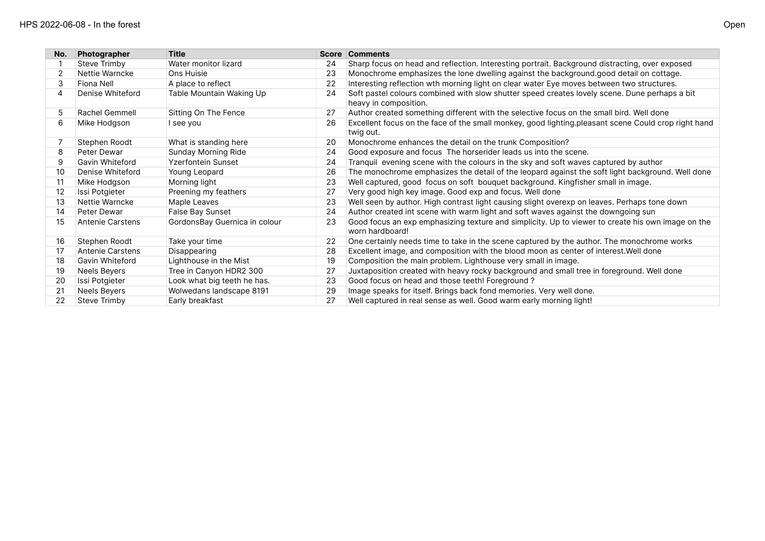HPS 2022-06-08 - In the forest Open

| No. | Photographer | Title | Score | Comments |
|---|---|---|---|---|
| 1 | Steve Trimby | Water monitor lizard | 24 | Sharp focus on head and reflection. Interesting portrait. Background distracting, over exposed |
| 2 | Nettie Warncke | Ons Huisie | 23 | Monochrome emphasizes the lone dwelling against the background.good detail on cottage. |
| 3 | Fiona Nell | A place to reflect | 22 | Interesting reflection wth morning light on clear water Eye moves between two structures. |
| 4 | Denise Whiteford | Table Mountain Waking Up | 24 | Soft pastel colours combined with slow shutter speed creates lovely scene. Dune perhaps a bit heavy in composition. |
| 5 | Rachel Gemmell | Sitting On The Fence | 27 | Author created something different with the selective focus on the small bird. Well done |
| 6 | Mike Hodgson | I see you | 26 | Excellent focus on the face of the small monkey, good lighting.pleasant scene Could crop right hand twig out. |
| 7 | Stephen Roodt | What is standing here | 20 | Monochrome enhances the detail on the trunk Composition? |
| 8 | Peter Dewar | Sunday Morning Ride | 24 | Good exposure and focus The horserider leads us into the scene. |
| 9 | Gavin Whiteford | Yzerfontein Sunset | 24 | Tranquil evening scene with the colours in the sky and soft waves captured by author |
| 10 | Denise Whiteford | Young Leopard | 26 | The monochrome emphasizes the detail of the leopard against the soft light background. Well done |
| 11 | Mike Hodgson | Morning light | 23 | Well captured, good focus on soft bouquet background. Kingfisher small in image. |
| 12 | Issi Potgieter | Preening my feathers | 27 | Very good high key image. Good exp and focus. Well done |
| 13 | Nettie Warncke | Maple Leaves | 23 | Well seen by author. High contrast light causing slight overexp on leaves. Perhaps tone down |
| 14 | Peter Dewar | False Bay Sunset | 24 | Author created int scene with warm light and soft waves against the downgoing sun |
| 15 | Antenie Carstens | GordonsBay Guernica in colour | 23 | Good focus an exp emphasizing texture and simplicity. Up to viewer to create his own image on the worn hardboard! |
| 16 | Stephen Roodt | Take your time | 22 | One certainly needs time to take in the scene captured by the author. The monochrome works |
| 17 | Antenie Carstens | Disappearing | 28 | Excellent image, and composition with the blood moon as center of interest.Well done |
| 18 | Gavin Whiteford | Lighthouse in the Mist | 19 | Composition the main problem. Lighthouse very small in image. |
| 19 | Neels Beyers | Tree in Canyon HDR2 300 | 27 | Juxtaposition created with heavy rocky background and small tree in foreground. Well done |
| 20 | Issi Potgieter | Look what big teeth he has. | 23 | Good focus on head and those teeth! Foreground ? |
| 21 | Neels Beyers | Wolwedans landscape 8191 | 29 | Image speaks for itself. Brings back fond memories. Very well done. |
| 22 | Steve Trimby | Early breakfast | 27 | Well captured in real sense as well. Good warm early morning light! |